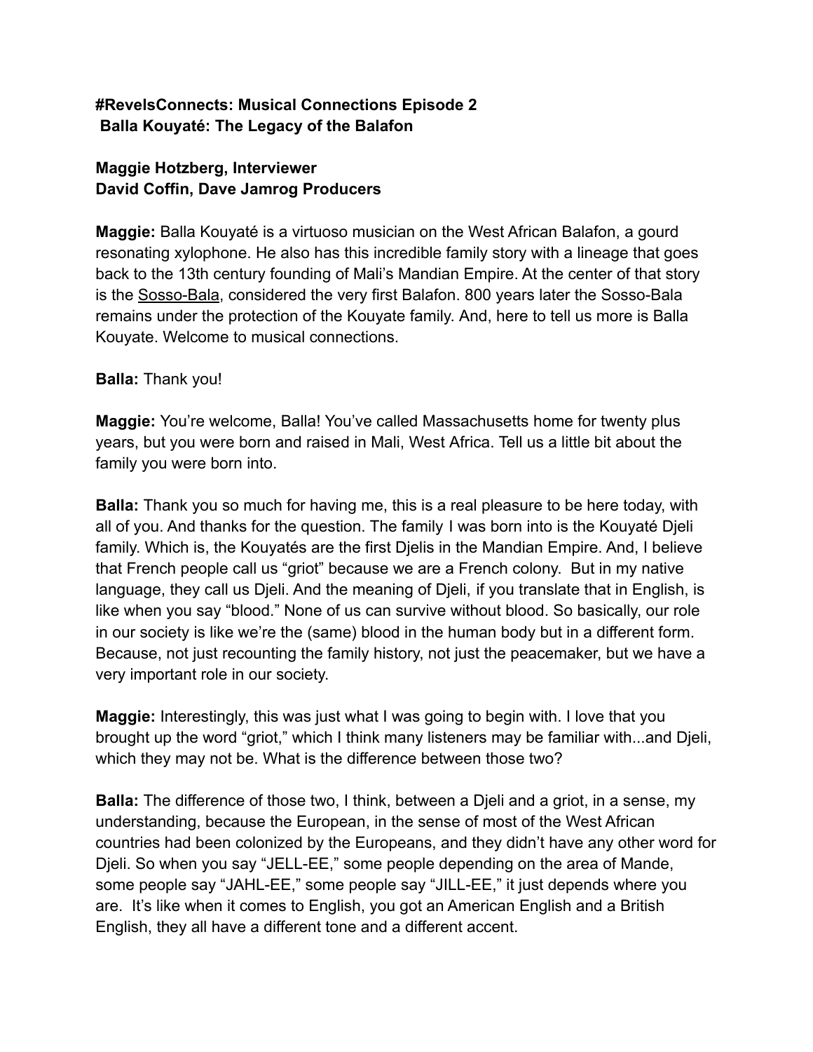**#RevelsConnects: Musical Connections Episode 2**
**Balla Kouyaté: The Legacy of the Balafon**

**Maggie Hotzberg, Interviewer**
**David Coffin, Dave Jamrog Producers**

**Maggie:** Balla Kouyaté is a virtuoso musician on the West African Balafon, a gourd resonating xylophone. He also has this incredible family story with a lineage that goes back to the 13th century founding of Mali's Mandian Empire. At the center of that story is the Sosso-Bala, considered the very first Balafon. 800 years later the Sosso-Bala remains under the protection of the Kouyate family. And, here to tell us more is Balla Kouyate. Welcome to musical connections.

**Balla:** Thank you!

**Maggie:** You're welcome, Balla! You've called Massachusetts home for twenty plus years, but you were born and raised in Mali, West Africa. Tell us a little bit about the family you were born into.

**Balla:** Thank you so much for having me, this is a real pleasure to be here today, with all of you. And thanks for the question. The family I was born into is the Kouyaté Djeli family. Which is, the Kouyatés are the first Djelis in the Mandian Empire. And, I believe that French people call us "griot" because we are a French colony. But in my native language, they call us Djeli. And the meaning of Djeli, if you translate that in English, is like when you say "blood." None of us can survive without blood. So basically, our role in our society is like we're the (same) blood in the human body but in a different form. Because, not just recounting the family history, not just the peacemaker, but we have a very important role in our society.

**Maggie:** Interestingly, this was just what I was going to begin with. I love that you brought up the word "griot," which I think many listeners may be familiar with...and Djeli, which they may not be. What is the difference between those two?

**Balla:** The difference of those two, I think, between a Djeli and a griot, in a sense, my understanding, because the European, in the sense of most of the West African countries had been colonized by the Europeans, and they didn't have any other word for Djeli. So when you say "JELL-EE," some people depending on the area of Mande, some people say "JAHL-EE," some people say "JILL-EE," it just depends where you are. It's like when it comes to English, you got an American English and a British English, they all have a different tone and a different accent.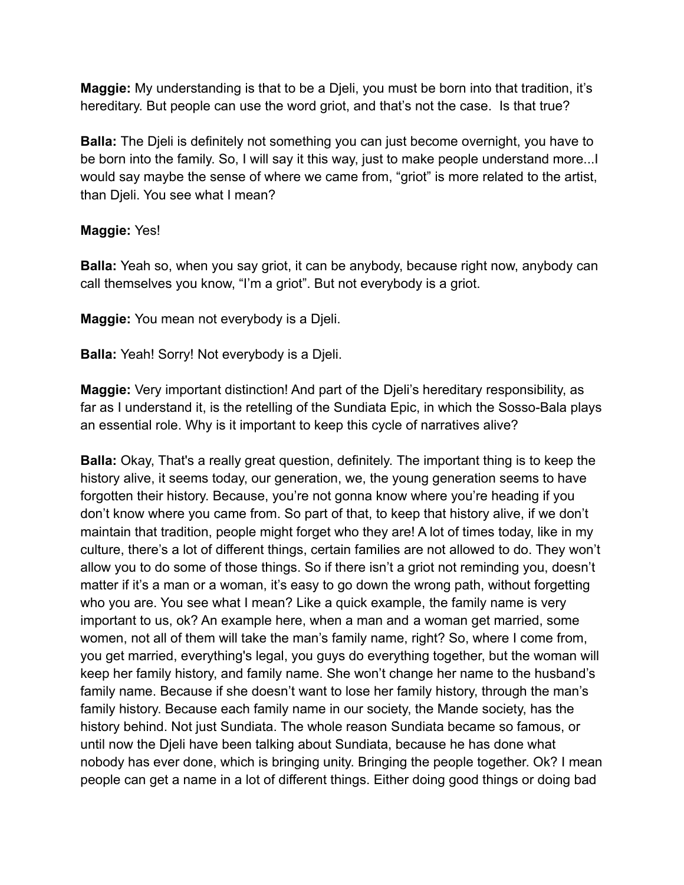**Maggie:** My understanding is that to be a Djeli, you must be born into that tradition, it's hereditary. But people can use the word griot, and that's not the case.  Is that true?

**Balla:** The Djeli is definitely not something you can just become overnight, you have to be born into the family. So, I will say it this way, just to make people understand more...I would say maybe the sense of where we came from, "griot" is more related to the artist, than Djeli. You see what I mean?

**Maggie:** Yes!

**Balla:** Yeah so, when you say griot, it can be anybody, because right now, anybody can call themselves you know, "I'm a griot". But not everybody is a griot.

**Maggie:** You mean not everybody is a Djeli.

**Balla:** Yeah! Sorry! Not everybody is a Djeli.

**Maggie:** Very important distinction! And part of the Djeli's hereditary responsibility, as far as I understand it, is the retelling of the Sundiata Epic, in which the Sosso-Bala plays an essential role. Why is it important to keep this cycle of narratives alive?

**Balla:** Okay, That's a really great question, definitely. The important thing is to keep the history alive, it seems today, our generation, we, the young generation seems to have forgotten their history. Because, you're not gonna know where you're heading if you don't know where you came from. So part of that, to keep that history alive, if we don't maintain that tradition, people might forget who they are! A lot of times today, like in my culture, there's a lot of different things, certain families are not allowed to do. They won't allow you to do some of those things. So if there isn't a griot not reminding you, doesn't matter if it's a man or a woman, it's easy to go down the wrong path, without forgetting who you are. You see what I mean? Like a quick example, the family name is very important to us, ok? An example here, when a man and a woman get married, some women, not all of them will take the man's family name, right? So, where I come from, you get married, everything's legal, you guys do everything together, but the woman will keep her family history, and family name. She won't change her name to the husband's family name. Because if she doesn't want to lose her family history, through the man's family history. Because each family name in our society, the Mande society, has the history behind. Not just Sundiata. The whole reason Sundiata became so famous, or until now the Djeli have been talking about Sundiata, because he has done what nobody has ever done, which is bringing unity. Bringing the people together. Ok? I mean people can get a name in a lot of different things. Either doing good things or doing bad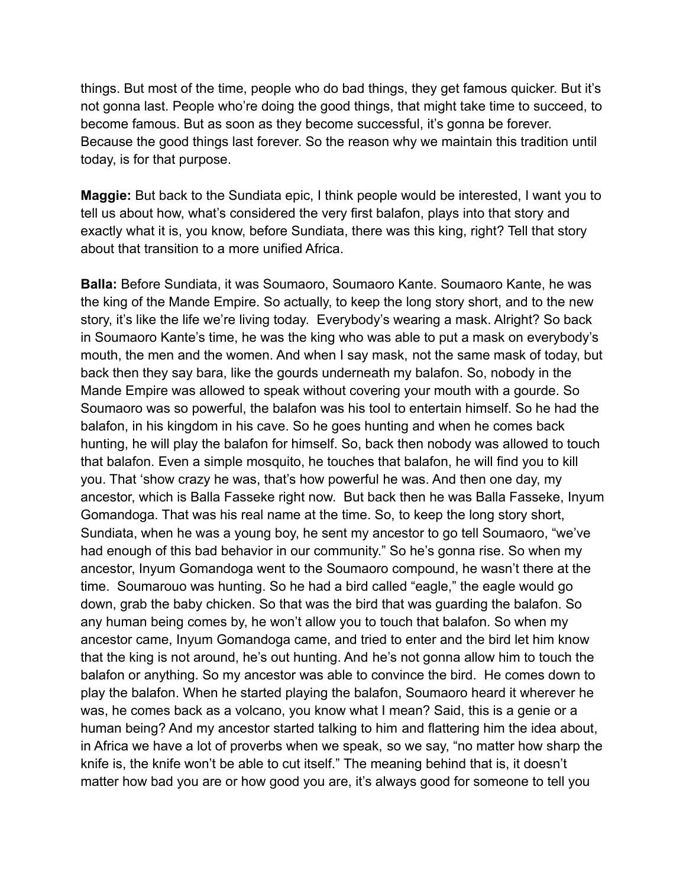things. But most of the time, people who do bad things, they get famous quicker. But it's not gonna last. People who're doing the good things, that might take time to succeed, to become famous. But as soon as they become successful, it's gonna be forever. Because the good things last forever. So the reason why we maintain this tradition until today, is for that purpose.

**Maggie:** But back to the Sundiata epic, I think people would be interested, I want you to tell us about how, what's considered the very first balafon, plays into that story and exactly what it is, you know, before Sundiata, there was this king, right? Tell that story about that transition to a more unified Africa.

**Balla:** Before Sundiata, it was Soumaoro, Soumaoro Kante. Soumaoro Kante, he was the king of the Mande Empire. So actually, to keep the long story short, and to the new story, it's like the life we're living today. Everybody's wearing a mask. Alright? So back in Soumaoro Kante's time, he was the king who was able to put a mask on everybody's mouth, the men and the women. And when I say mask, not the same mask of today, but back then they say bara, like the gourds underneath my balafon. So, nobody in the Mande Empire was allowed to speak without covering your mouth with a gourde. So Soumaoro was so powerful, the balafon was his tool to entertain himself. So he had the balafon, in his kingdom in his cave. So he goes hunting and when he comes back hunting, he will play the balafon for himself. So, back then nobody was allowed to touch that balafon. Even a simple mosquito, he touches that balafon, he will find you to kill you. That 'show crazy he was, that's how powerful he was. And then one day, my ancestor, which is Balla Fasseke right now. But back then he was Balla Fasseke, Inyum Gomandoga. That was his real name at the time. So, to keep the long story short, Sundiata, when he was a young boy, he sent my ancestor to go tell Soumaoro, "we've had enough of this bad behavior in our community." So he's gonna rise. So when my ancestor, Inyum Gomandoga went to the Soumaoro compound, he wasn't there at the time. Soumarouo was hunting. So he had a bird called "eagle," the eagle would go down, grab the baby chicken. So that was the bird that was guarding the balafon. So any human being comes by, he won't allow you to touch that balafon. So when my ancestor came, Inyum Gomandoga came, and tried to enter and the bird let him know that the king is not around, he's out hunting. And he's not gonna allow him to touch the balafon or anything. So my ancestor was able to convince the bird. He comes down to play the balafon. When he started playing the balafon, Soumaoro heard it wherever he was, he comes back as a volcano, you know what I mean? Said, this is a genie or a human being? And my ancestor started talking to him and flattering him the idea about, in Africa we have a lot of proverbs when we speak, so we say, "no matter how sharp the knife is, the knife won't be able to cut itself." The meaning behind that is, it doesn't matter how bad you are or how good you are, it's always good for someone to tell you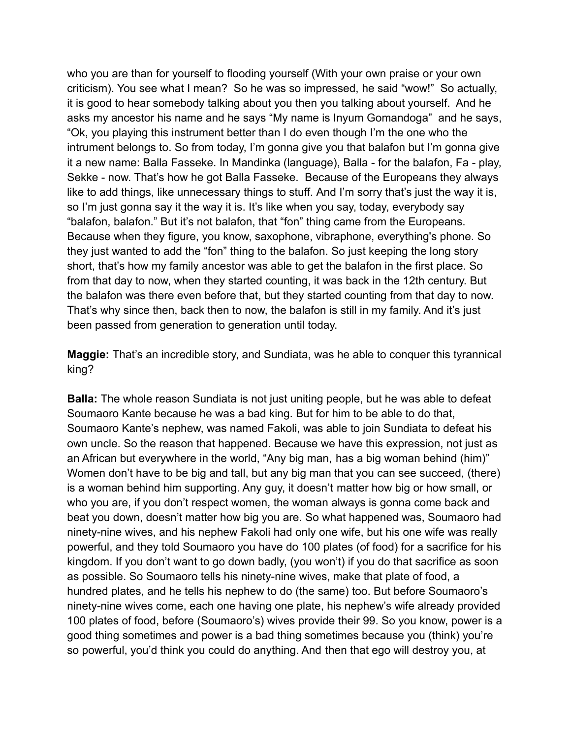who you are than for yourself to flooding yourself (With your own praise or your own criticism). You see what I mean? So he was so impressed, he said "wow!" So actually, it is good to hear somebody talking about you then you talking about yourself. And he asks my ancestor his name and he says "My name is Inyum Gomandoga" and he says, "Ok, you playing this instrument better than I do even though I'm the one who the intrument belongs to. So from today, I'm gonna give you that balafon but I'm gonna give it a new name: Balla Fasseke. In Mandinka (language), Balla - for the balafon, Fa - play, Sekke - now. That's how he got Balla Fasseke. Because of the Europeans they always like to add things, like unnecessary things to stuff. And I'm sorry that's just the way it is, so I'm just gonna say it the way it is. It's like when you say, today, everybody say "balafon, balafon." But it's not balafon, that "fon" thing came from the Europeans. Because when they figure, you know, saxophone, vibraphone, everything's phone. So they just wanted to add the "fon" thing to the balafon. So just keeping the long story short, that's how my family ancestor was able to get the balafon in the first place. So from that day to now, when they started counting, it was back in the 12th century. But the balafon was there even before that, but they started counting from that day to now. That's why since then, back then to now, the balafon is still in my family. And it's just been passed from generation to generation until today.

**Maggie:** That's an incredible story, and Sundiata, was he able to conquer this tyrannical king?

**Balla:** The whole reason Sundiata is not just uniting people, but he was able to defeat Soumaoro Kante because he was a bad king. But for him to be able to do that, Soumaoro Kante's nephew, was named Fakoli, was able to join Sundiata to defeat his own uncle. So the reason that happened. Because we have this expression, not just as an African but everywhere in the world, "Any big man, has a big woman behind (him)" Women don't have to be big and tall, but any big man that you can see succeed, (there) is a woman behind him supporting. Any guy, it doesn't matter how big or how small, or who you are, if you don't respect women, the woman always is gonna come back and beat you down, doesn't matter how big you are. So what happened was, Soumaoro had ninety-nine wives, and his nephew Fakoli had only one wife, but his one wife was really powerful, and they told Soumaoro you have do 100 plates (of food) for a sacrifice for his kingdom. If you don't want to go down badly, (you won't) if you do that sacrifice as soon as possible. So Soumaoro tells his ninety-nine wives, make that plate of food, a hundred plates, and he tells his nephew to do (the same) too. But before Soumaoro's ninety-nine wives come, each one having one plate, his nephew's wife already provided 100 plates of food, before (Soumaoro's) wives provide their 99. So you know, power is a good thing sometimes and power is a bad thing sometimes because you (think) you're so powerful, you'd think you could do anything. And then that ego will destroy you, at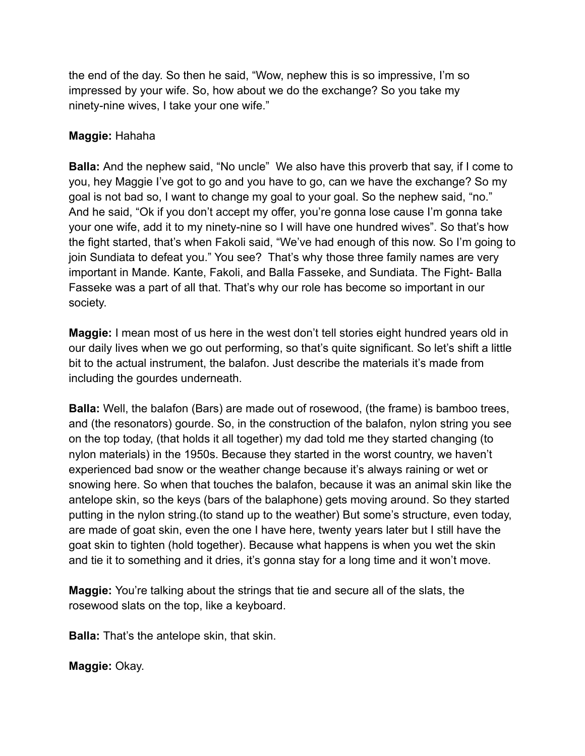the end of the day. So then he said, “Wow, nephew this is so impressive, I’m so impressed by your wife. So, how about we do the exchange? So you take my ninety-nine wives, I take your one wife.”

**Maggie:** Hahaha

**Balla:** And the nephew said, “No uncle” We also have this proverb that say, if I come to you, hey Maggie I’ve got to go and you have to go, can we have the exchange? So my goal is not bad so, I want to change my goal to your goal. So the nephew said, “no.” And he said, “Ok if you don’t accept my offer, you’re gonna lose cause I’m gonna take your one wife, add it to my ninety-nine so I will have one hundred wives”. So that’s how the fight started, that’s when Fakoli said, “We’ve had enough of this now. So I’m going to join Sundiata to defeat you.” You see? That’s why those three family names are very important in Mande. Kante, Fakoli, and Balla Fasseke, and Sundiata. The Fight- Balla Fasseke was a part of all that. That’s why our role has become so important in our society.

**Maggie:** I mean most of us here in the west don’t tell stories eight hundred years old in our daily lives when we go out performing, so that’s quite significant. So let’s shift a little bit to the actual instrument, the balafon. Just describe the materials it’s made from including the gourdes underneath.

**Balla:** Well, the balafon (Bars) are made out of rosewood, (the frame) is bamboo trees, and (the resonators) gourde. So, in the construction of the balafon, nylon string you see on the top today, (that holds it all together) my dad told me they started changing (to nylon materials) in the 1950s. Because they started in the worst country, we haven’t experienced bad snow or the weather change because it’s always raining or wet or snowing here. So when that touches the balafon, because it was an animal skin like the antelope skin, so the keys (bars of the balaphone) gets moving around. So they started putting in the nylon string.(to stand up to the weather) But some’s structure, even today, are made of goat skin, even the one I have here, twenty years later but I still have the goat skin to tighten (hold together). Because what happens is when you wet the skin and tie it to something and it dries, it’s gonna stay for a long time and it won’t move.

**Maggie:** You’re talking about the strings that tie and secure all of the slats, the rosewood slats on the top, like a keyboard.

**Balla:** That’s the antelope skin, that skin.

**Maggie:** Okay.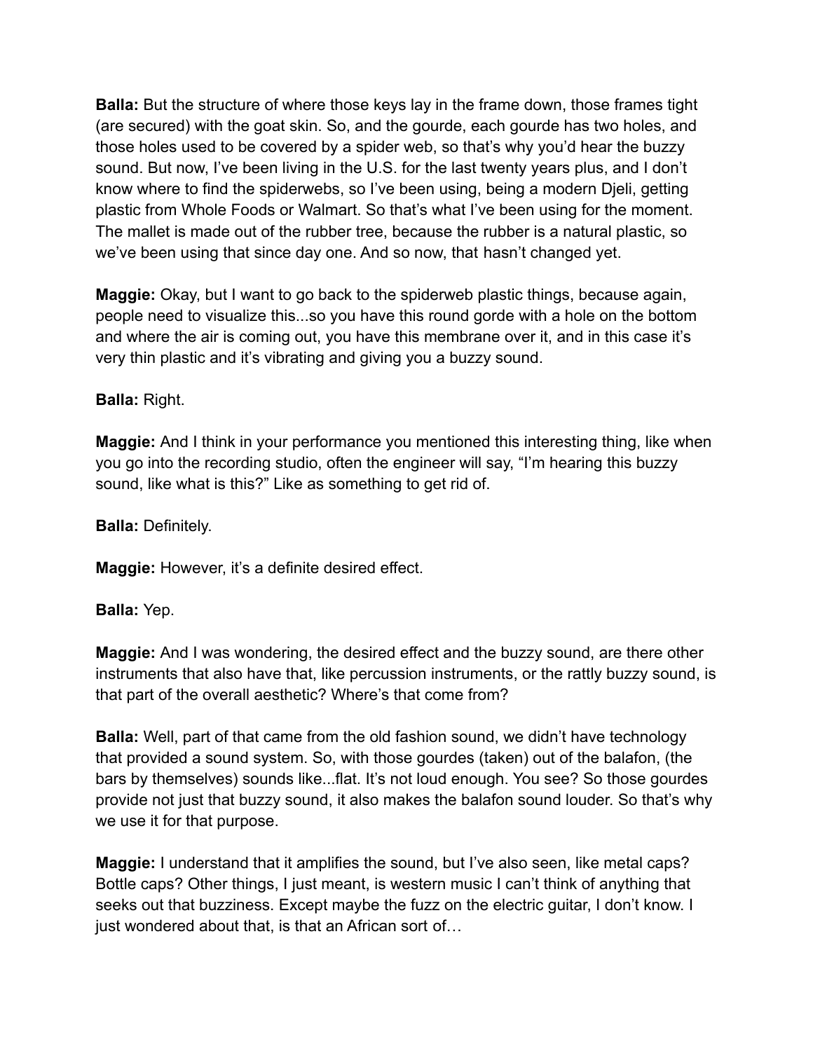**Balla:** But the structure of where those keys lay in the frame down, those frames tight (are secured) with the goat skin. So, and the gourde, each gourde has two holes, and those holes used to be covered by a spider web, so that's why you'd hear the buzzy sound. But now, I've been living in the U.S. for the last twenty years plus, and I don't know where to find the spiderwebs, so I've been using, being a modern Djeli, getting plastic from Whole Foods or Walmart. So that's what I've been using for the moment. The mallet is made out of the rubber tree, because the rubber is a natural plastic, so we've been using that since day one. And so now, that hasn't changed yet.

**Maggie:** Okay, but I want to go back to the spiderweb plastic things, because again, people need to visualize this...so you have this round gorde with a hole on the bottom and where the air is coming out, you have this membrane over it, and in this case it's very thin plastic and it's vibrating and giving you a buzzy sound.

**Balla:** Right.

**Maggie:** And I think in your performance you mentioned this interesting thing, like when you go into the recording studio, often the engineer will say, "I'm hearing this buzzy sound, like what is this?" Like as something to get rid of.

**Balla:** Definitely.

**Maggie:** However, it's a definite desired effect.

**Balla:** Yep.

**Maggie:** And I was wondering, the desired effect and the buzzy sound, are there other instruments that also have that, like percussion instruments, or the rattly buzzy sound, is that part of the overall aesthetic? Where's that come from?

**Balla:** Well, part of that came from the old fashion sound, we didn't have technology that provided a sound system. So, with those gourdes (taken) out of the balafon, (the bars by themselves) sounds like...flat. It's not loud enough. You see? So those gourdes provide not just that buzzy sound, it also makes the balafon sound louder. So that's why we use it for that purpose.

**Maggie:** I understand that it amplifies the sound, but I've also seen, like metal caps? Bottle caps? Other things, I just meant, is western music I can't think of anything that seeks out that buzziness. Except maybe the fuzz on the electric guitar, I don't know. I just wondered about that, is that an African sort of…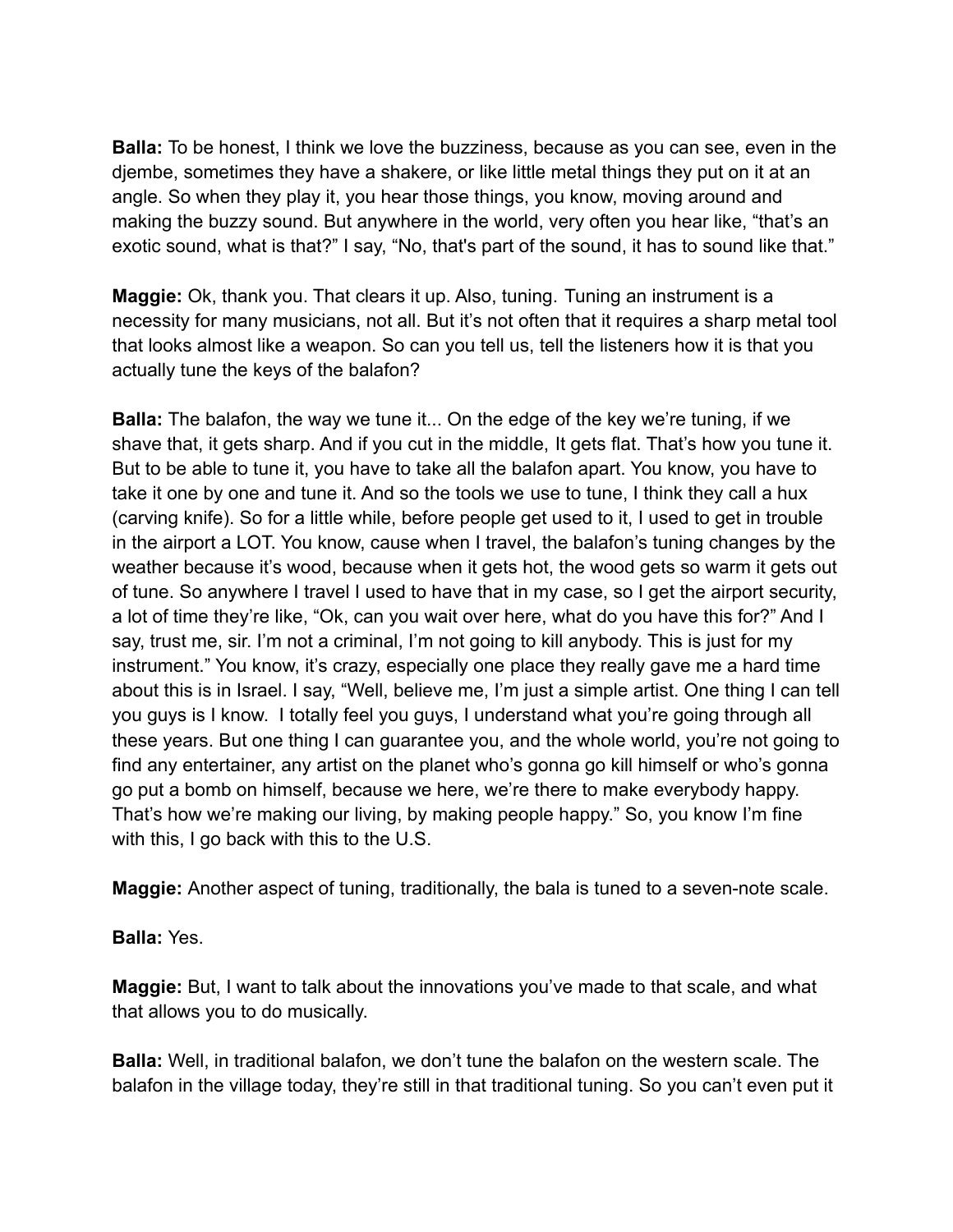**Balla:** To be honest, I think we love the buzziness, because as you can see, even in the djembe, sometimes they have a shakere, or like little metal things they put on it at an angle. So when they play it, you hear those things, you know, moving around and making the buzzy sound. But anywhere in the world, very often you hear like, "that's an exotic sound, what is that?" I say, "No, that's part of the sound, it has to sound like that."

**Maggie:** Ok, thank you. That clears it up. Also, tuning. Tuning an instrument is a necessity for many musicians, not all. But it's not often that it requires a sharp metal tool that looks almost like a weapon. So can you tell us, tell the listeners how it is that you actually tune the keys of the balafon?

**Balla:** The balafon, the way we tune it... On the edge of the key we're tuning, if we shave that, it gets sharp. And if you cut in the middle, It gets flat. That's how you tune it. But to be able to tune it, you have to take all the balafon apart. You know, you have to take it one by one and tune it. And so the tools we use to tune, I think they call a hux (carving knife). So for a little while, before people get used to it, I used to get in trouble in the airport a LOT. You know, cause when I travel, the balafon's tuning changes by the weather because it's wood, because when it gets hot, the wood gets so warm it gets out of tune. So anywhere I travel I used to have that in my case, so I get the airport security, a lot of time they're like, "Ok, can you wait over here, what do you have this for?" And I say, trust me, sir. I'm not a criminal, I'm not going to kill anybody. This is just for my instrument." You know, it's crazy, especially one place they really gave me a hard time about this is in Israel. I say, "Well, believe me, I'm just a simple artist. One thing I can tell you guys is I know. I totally feel you guys, I understand what you're going through all these years. But one thing I can guarantee you, and the whole world, you're not going to find any entertainer, any artist on the planet who's gonna go kill himself or who's gonna go put a bomb on himself, because we here, we're there to make everybody happy. That's how we're making our living, by making people happy." So, you know I'm fine with this, I go back with this to the U.S.

**Maggie:** Another aspect of tuning, traditionally, the bala is tuned to a seven-note scale.

**Balla:** Yes.

**Maggie:** But, I want to talk about the innovations you've made to that scale, and what that allows you to do musically.

**Balla:** Well, in traditional balafon, we don't tune the balafon on the western scale. The balafon in the village today, they're still in that traditional tuning. So you can't even put it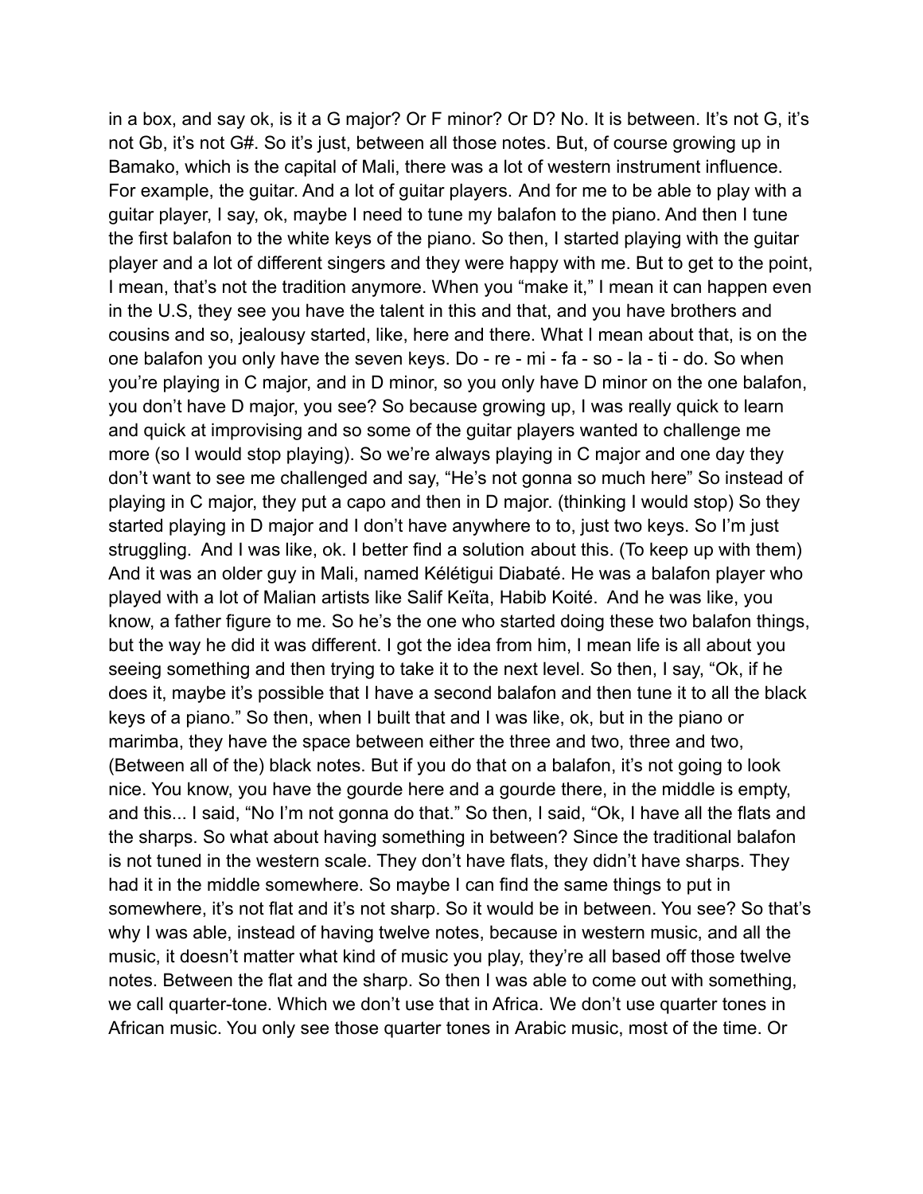in a box, and say ok, is it a G major? Or F minor? Or D? No. It is between. It's not G, it's not Gb, it's not G#. So it's just, between all those notes. But, of course growing up in Bamako, which is the capital of Mali, there was a lot of western instrument influence. For example, the guitar. And a lot of guitar players. And for me to be able to play with a guitar player, I say, ok, maybe I need to tune my balafon to the piano. And then I tune the first balafon to the white keys of the piano. So then, I started playing with the guitar player and a lot of different singers and they were happy with me. But to get to the point, I mean, that's not the tradition anymore. When you "make it," I mean it can happen even in the U.S, they see you have the talent in this and that, and you have brothers and cousins and so, jealousy started, like, here and there. What I mean about that, is on the one balafon you only have the seven keys. Do - re - mi - fa - so - la - ti - do. So when you're playing in C major, and in D minor, so you only have D minor on the one balafon, you don't have D major, you see? So because growing up, I was really quick to learn and quick at improvising and so some of the guitar players wanted to challenge me more (so I would stop playing). So we're always playing in C major and one day they don't want to see me challenged and say, "He's not gonna so much here" So instead of playing in C major, they put a capo and then in D major. (thinking I would stop) So they started playing in D major and I don't have anywhere to to, just two keys. So I'm just struggling. And I was like, ok. I better find a solution about this. (To keep up with them) And it was an older guy in Mali, named Kélétigui Diabaté. He was a balafon player who played with a lot of Malian artists like Salif Keïta, Habib Koité. And he was like, you know, a father figure to me. So he's the one who started doing these two balafon things, but the way he did it was different. I got the idea from him, I mean life is all about you seeing something and then trying to take it to the next level. So then, I say, "Ok, if he does it, maybe it's possible that I have a second balafon and then tune it to all the black keys of a piano." So then, when I built that and I was like, ok, but in the piano or marimba, they have the space between either the three and two, three and two, (Between all of the) black notes. But if you do that on a balafon, it's not going to look nice. You know, you have the gourde here and a gourde there, in the middle is empty, and this... I said, "No I'm not gonna do that." So then, I said, "Ok, I have all the flats and the sharps. So what about having something in between? Since the traditional balafon is not tuned in the western scale. They don't have flats, they didn't have sharps. They had it in the middle somewhere. So maybe I can find the same things to put in somewhere, it's not flat and it's not sharp. So it would be in between. You see? So that's why I was able, instead of having twelve notes, because in western music, and all the music, it doesn't matter what kind of music you play, they're all based off those twelve notes. Between the flat and the sharp. So then I was able to come out with something, we call quarter-tone. Which we don't use that in Africa. We don't use quarter tones in African music. You only see those quarter tones in Arabic music, most of the time. Or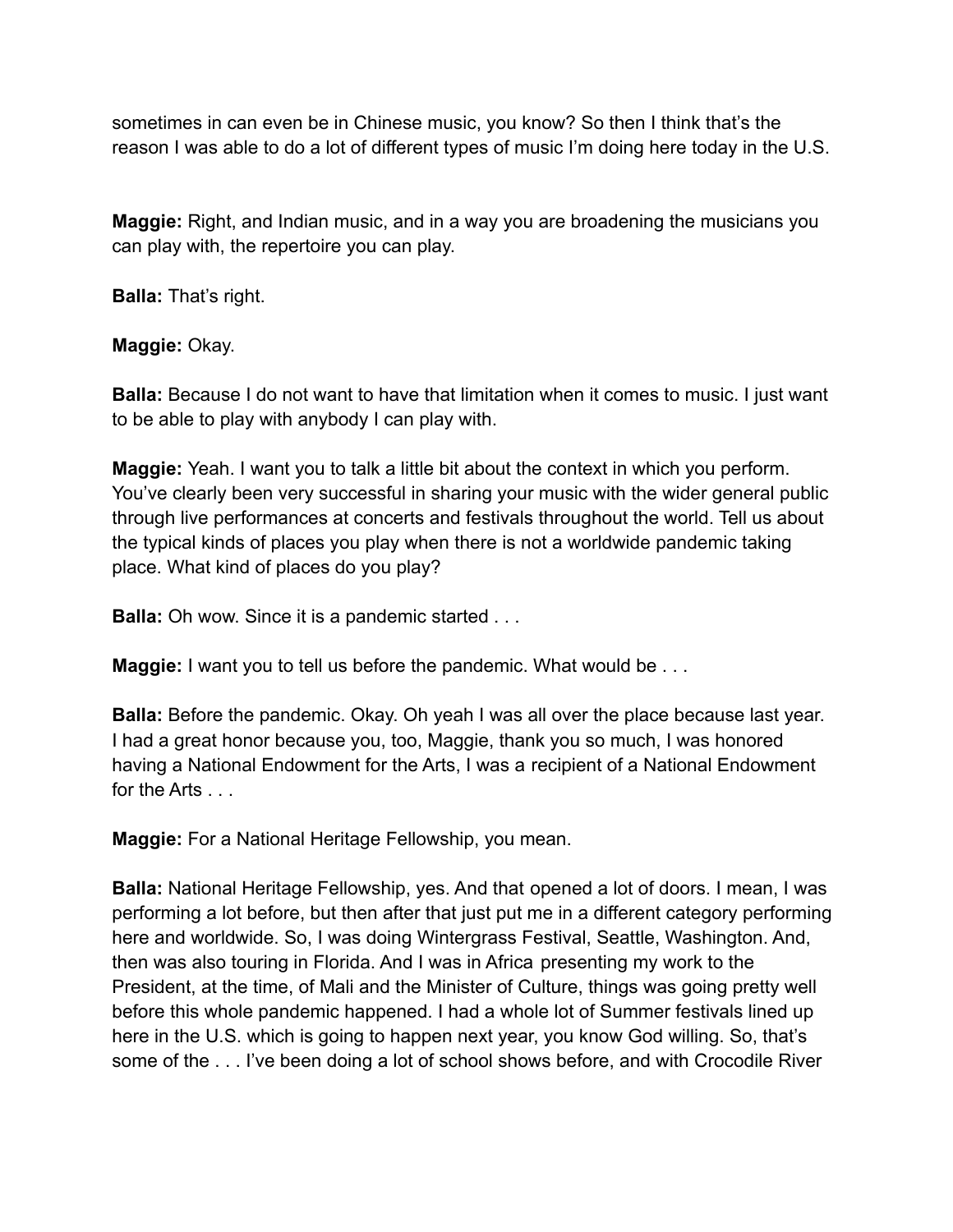sometimes in can even be in Chinese music, you know? So then I think that's the reason I was able to do a lot of different types of music I'm doing here today in the U.S.

**Maggie:** Right, and Indian music, and in a way you are broadening the musicians you can play with, the repertoire you can play.

**Balla:** That's right.

**Maggie:** Okay.

**Balla:** Because I do not want to have that limitation when it comes to music. I just want to be able to play with anybody I can play with.

**Maggie:** Yeah. I want you to talk a little bit about the context in which you perform. You've clearly been very successful in sharing your music with the wider general public through live performances at concerts and festivals throughout the world. Tell us about the typical kinds of places you play when there is not a worldwide pandemic taking place. What kind of places do you play?

**Balla:** Oh wow. Since it is a pandemic started . . .

**Maggie:** I want you to tell us before the pandemic. What would be . . .

**Balla:** Before the pandemic. Okay. Oh yeah I was all over the place because last year. I had a great honor because you, too, Maggie, thank you so much, I was honored having a National Endowment for the Arts, I was a recipient of a National Endowment for the Arts . . .

**Maggie:** For a National Heritage Fellowship, you mean.

**Balla:** National Heritage Fellowship, yes. And that opened a lot of doors. I mean, I was performing a lot before, but then after that just put me in a different category performing here and worldwide. So, I was doing Wintergrass Festival, Seattle, Washington. And, then was also touring in Florida. And I was in Africa presenting my work to the President, at the time, of Mali and the Minister of Culture, things was going pretty well before this whole pandemic happened. I had a whole lot of Summer festivals lined up here in the U.S. which is going to happen next year, you know God willing. So, that's some of the . . . I've been doing a lot of school shows before, and with Crocodile River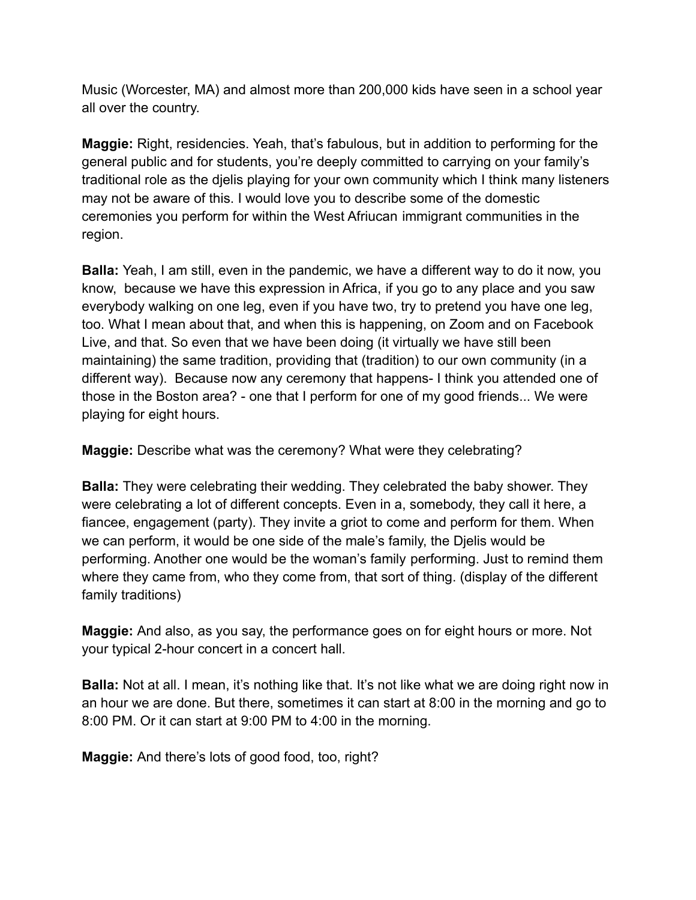Music (Worcester, MA) and almost more than 200,000 kids have seen in a school year all over the country.

**Maggie:** Right, residencies. Yeah, that's fabulous, but in addition to performing for the general public and for students, you're deeply committed to carrying on your family's traditional role as the djelis playing for your own community which I think many listeners may not be aware of this. I would love you to describe some of the domestic ceremonies you perform for within the West Afriucan immigrant communities in the region.

**Balla:** Yeah, I am still, even in the pandemic, we have a different way to do it now, you know, because we have this expression in Africa, if you go to any place and you saw everybody walking on one leg, even if you have two, try to pretend you have one leg, too. What I mean about that, and when this is happening, on Zoom and on Facebook Live, and that. So even that we have been doing (it virtually we have still been maintaining) the same tradition, providing that (tradition) to our own community (in a different way). Because now any ceremony that happens- I think you attended one of those in the Boston area? - one that I perform for one of my good friends... We were playing for eight hours.

**Maggie:** Describe what was the ceremony? What were they celebrating?

**Balla:** They were celebrating their wedding. They celebrated the baby shower. They were celebrating a lot of different concepts. Even in a, somebody, they call it here, a fiancee, engagement (party). They invite a griot to come and perform for them. When we can perform, it would be one side of the male's family, the Djelis would be performing. Another one would be the woman's family performing. Just to remind them where they came from, who they come from, that sort of thing. (display of the different family traditions)

**Maggie:** And also, as you say, the performance goes on for eight hours or more. Not your typical 2-hour concert in a concert hall.

**Balla:** Not at all. I mean, it's nothing like that. It's not like what we are doing right now in an hour we are done. But there, sometimes it can start at 8:00 in the morning and go to 8:00 PM. Or it can start at 9:00 PM to 4:00 in the morning.

**Maggie:** And there's lots of good food, too, right?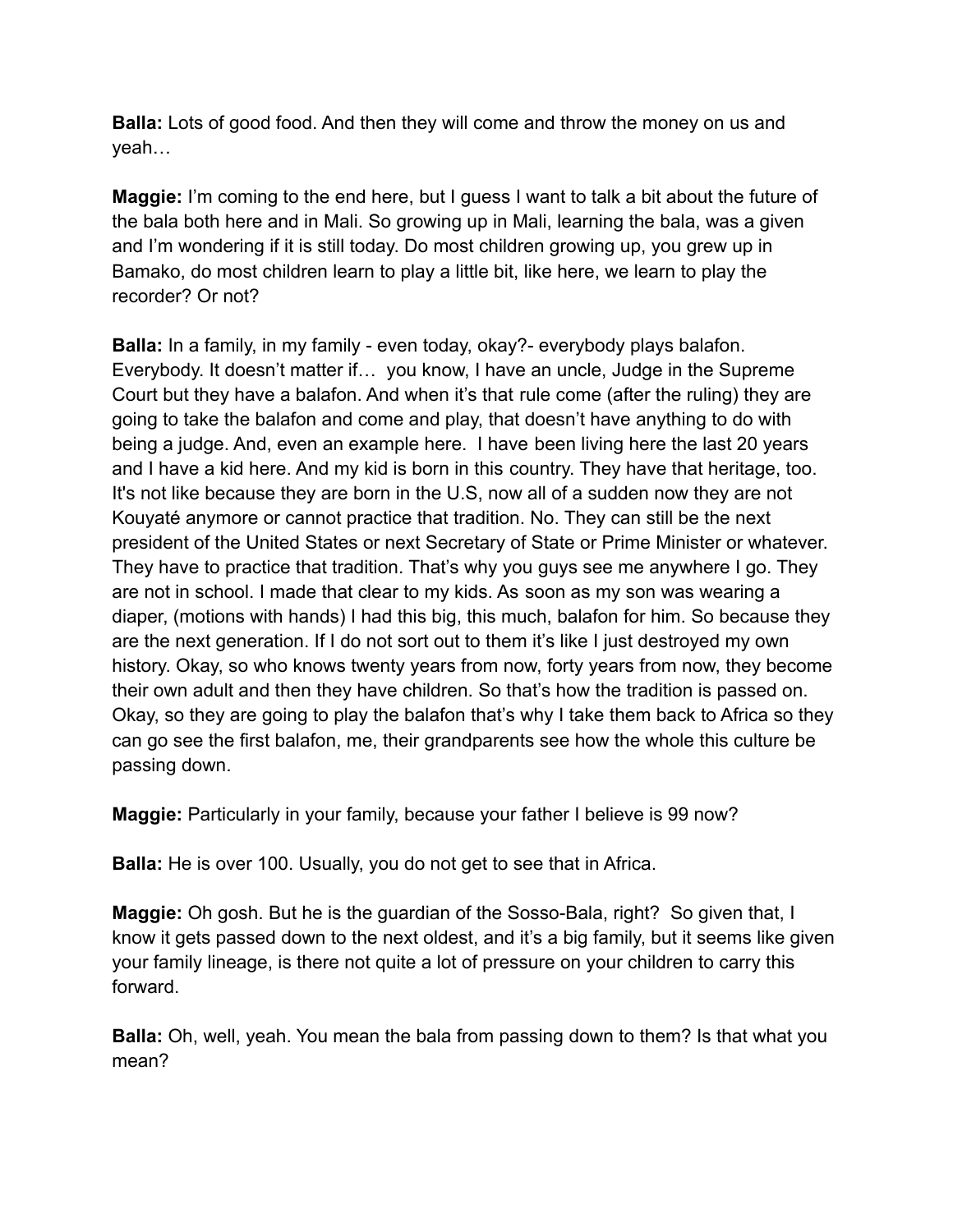**Balla:** Lots of good food. And then they will come and throw the money on us and yeah…

**Maggie:** I'm coming to the end here, but I guess I want to talk a bit about the future of the bala both here and in Mali. So growing up in Mali, learning the bala, was a given and I'm wondering if it is still today. Do most children growing up, you grew up in Bamako, do most children learn to play a little bit, like here, we learn to play the recorder? Or not?

**Balla:** In a family, in my family - even today, okay?- everybody plays balafon. Everybody. It doesn't matter if… you know, I have an uncle, Judge in the Supreme Court but they have a balafon. And when it's that rule come (after the ruling) they are going to take the balafon and come and play, that doesn't have anything to do with being a judge. And, even an example here. I have been living here the last 20 years and I have a kid here. And my kid is born in this country. They have that heritage, too. It's not like because they are born in the U.S, now all of a sudden now they are not Kouyaté anymore or cannot practice that tradition. No. They can still be the next president of the United States or next Secretary of State or Prime Minister or whatever. They have to practice that tradition. That's why you guys see me anywhere I go. They are not in school. I made that clear to my kids. As soon as my son was wearing a diaper, (motions with hands) I had this big, this much, balafon for him. So because they are the next generation. If I do not sort out to them it's like I just destroyed my own history. Okay, so who knows twenty years from now, forty years from now, they become their own adult and then they have children. So that's how the tradition is passed on. Okay, so they are going to play the balafon that's why I take them back to Africa so they can go see the first balafon, me, their grandparents see how the whole this culture be passing down.

**Maggie:** Particularly in your family, because your father I believe is 99 now?

**Balla:** He is over 100. Usually, you do not get to see that in Africa.

**Maggie:** Oh gosh. But he is the guardian of the Sosso-Bala, right? So given that, I know it gets passed down to the next oldest, and it's a big family, but it seems like given your family lineage, is there not quite a lot of pressure on your children to carry this forward.

**Balla:** Oh, well, yeah. You mean the bala from passing down to them? Is that what you mean?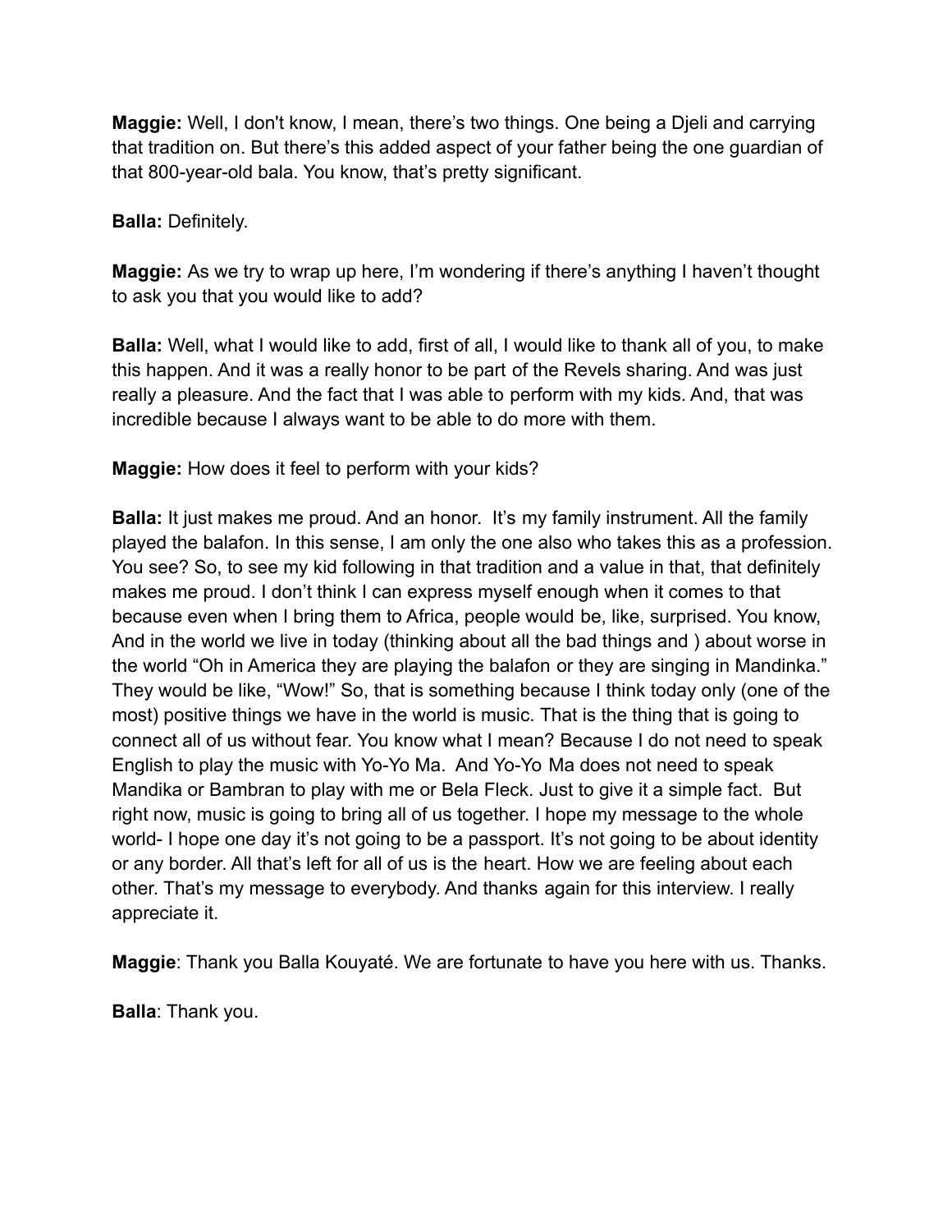**Maggie:** Well, I don't know, I mean, there's two things. One being a Djeli and carrying that tradition on. But there's this added aspect of your father being the one guardian of that 800-year-old bala. You know, that's pretty significant.

**Balla:** Definitely.

**Maggie:** As we try to wrap up here, I'm wondering if there's anything I haven't thought to ask you that you would like to add?

**Balla:** Well, what I would like to add, first of all, I would like to thank all of you, to make this happen. And it was a really honor to be part of the Revels sharing. And was just really a pleasure. And the fact that I was able to perform with my kids. And, that was incredible because I always want to be able to do more with them.

**Maggie:** How does it feel to perform with your kids?

**Balla:** It just makes me proud. And an honor. It's my family instrument. All the family played the balafon. In this sense, I am only the one also who takes this as a profession. You see? So, to see my kid following in that tradition and a value in that, that definitely makes me proud. I don't think I can express myself enough when it comes to that because even when I bring them to Africa, people would be, like, surprised. You know, And in the world we live in today (thinking about all the bad things and ) about worse in the world "Oh in America they are playing the balafon or they are singing in Mandinka." They would be like, "Wow!" So, that is something because I think today only (one of the most) positive things we have in the world is music. That is the thing that is going to connect all of us without fear. You know what I mean? Because I do not need to speak English to play the music with Yo-Yo Ma. And Yo-Yo Ma does not need to speak Mandika or Bambran to play with me or Bela Fleck. Just to give it a simple fact. But right now, music is going to bring all of us together. I hope my message to the whole world- I hope one day it's not going to be a passport. It's not going to be about identity or any border. All that's left for all of us is the heart. How we are feeling about each other. That's my message to everybody. And thanks again for this interview. I really appreciate it.

**Maggie**: Thank you Balla Kouyaté. We are fortunate to have you here with us. Thanks.

**Balla**: Thank you.